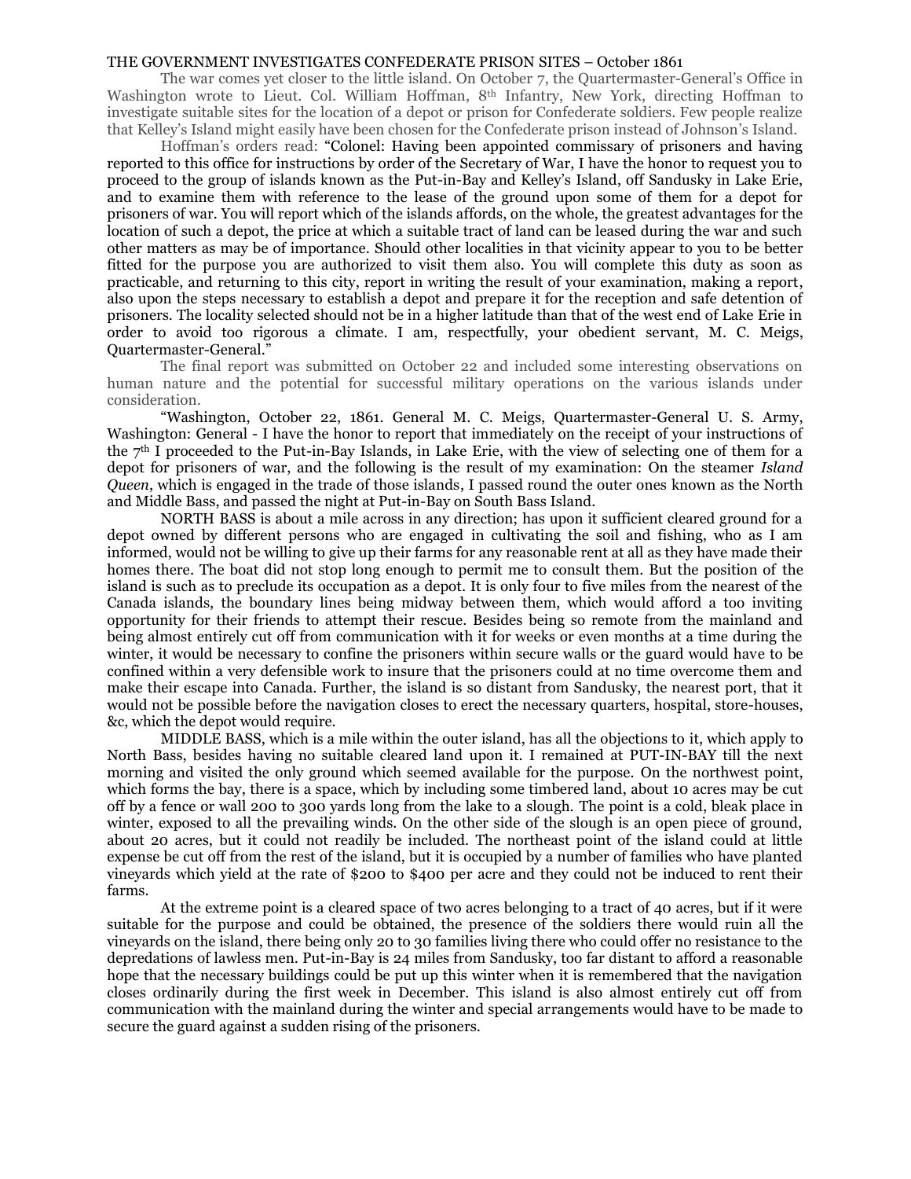## THE GOVERNMENT INVESTIGATES CONFEDERATE PRISON SITES – October 1861

The war comes yet closer to the little island. On October 7, the Quartermaster-General's Office in Washington wrote to Lieut. Col. William Hoffman, 8th Infantry, New York, directing Hoffman to investigate suitable sites for the location of a depot or prison for Confederate soldiers. Few people realize that Kelley's Island might easily have been chosen for the Confederate prison instead of Johnson's Island.

Hoffman's orders read: "Colonel: Having been appointed commissary of prisoners and having reported to this office for instructions by order of the Secretary of War, I have the honor to request you to proceed to the group of islands known as the Put-in-Bay and Kelley's Island, off Sandusky in Lake Erie, and to examine them with reference to the lease of the ground upon some of them for a depot for prisoners of war. You will report which of the islands affords, on the whole, the greatest advantages for the location of such a depot, the price at which a suitable tract of land can be leased during the war and such other matters as may be of importance. Should other localities in that vicinity appear to you to be better fitted for the purpose you are authorized to visit them also. You will complete this duty as soon as practicable, and returning to this city, report in writing the result of your examination, making a report, also upon the steps necessary to establish a depot and prepare it for the reception and safe detention of prisoners. The locality selected should not be in a higher latitude than that of the west end of Lake Erie in order to avoid too rigorous a climate. I am, respectfully, your obedient servant, M. C. Meigs, Quartermaster-General."

The final report was submitted on October 22 and included some interesting observations on human nature and the potential for successful military operations on the various islands under consideration.

"Washington, October 22, 1861. General M. C. Meigs, Quartermaster-General U. S. Army, Washington: General - I have the honor to report that immediately on the receipt of your instructions of the 7th I proceeded to the Put-in-Bay Islands, in Lake Erie, with the view of selecting one of them for a depot for prisoners of war, and the following is the result of my examination: On the steamer *Island Queen*, which is engaged in the trade of those islands, I passed round the outer ones known as the North and Middle Bass, and passed the night at Put-in-Bay on South Bass Island.

NORTH BASS is about a mile across in any direction; has upon it sufficient cleared ground for a depot owned by different persons who are engaged in cultivating the soil and fishing, who as I am informed, would not be willing to give up their farms for any reasonable rent at all as they have made their homes there. The boat did not stop long enough to permit me to consult them. But the position of the island is such as to preclude its occupation as a depot. It is only four to five miles from the nearest of the Canada islands, the boundary lines being midway between them, which would afford a too inviting opportunity for their friends to attempt their rescue. Besides being so remote from the mainland and being almost entirely cut off from communication with it for weeks or even months at a time during the winter, it would be necessary to confine the prisoners within secure walls or the guard would have to be confined within a very defensible work to insure that the prisoners could at no time overcome them and make their escape into Canada. Further, the island is so distant from Sandusky, the nearest port, that it would not be possible before the navigation closes to erect the necessary quarters, hospital, store-houses, &c, which the depot would require.

MIDDLE BASS, which is a mile within the outer island, has all the objections to it, which apply to North Bass, besides having no suitable cleared land upon it. I remained at PUT-IN-BAY till the next morning and visited the only ground which seemed available for the purpose. On the northwest point, which forms the bay, there is a space, which by including some timbered land, about 10 acres may be cut off by a fence or wall 200 to 300 yards long from the lake to a slough. The point is a cold, bleak place in winter, exposed to all the prevailing winds. On the other side of the slough is an open piece of ground, about 20 acres, but it could not readily be included. The northeast point of the island could at little expense be cut off from the rest of the island, but it is occupied by a number of families who have planted vineyards which yield at the rate of $200 to $400 per acre and they could not be induced to rent their farms.

At the extreme point is a cleared space of two acres belonging to a tract of 40 acres, but if it were suitable for the purpose and could be obtained, the presence of the soldiers there would ruin all the vineyards on the island, there being only 20 to 30 families living there who could offer no resistance to the depredations of lawless men. Put-in-Bay is 24 miles from Sandusky, too far distant to afford a reasonable hope that the necessary buildings could be put up this winter when it is remembered that the navigation closes ordinarily during the first week in December. This island is also almost entirely cut off from communication with the mainland during the winter and special arrangements would have to be made to secure the guard against a sudden rising of the prisoners.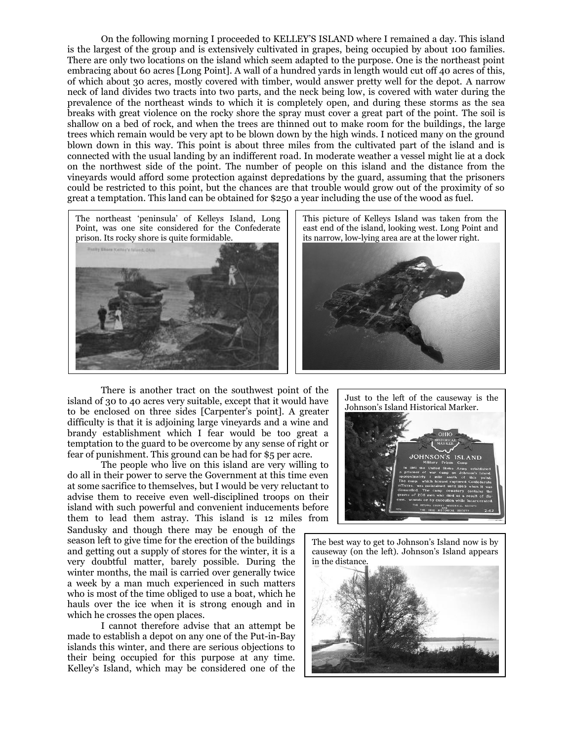On the following morning I proceeded to KELLEY'S ISLAND where I remained a day. This island is the largest of the group and is extensively cultivated in grapes, being occupied by about 100 families. There are only two locations on the island which seem adapted to the purpose. One is the northeast point embracing about 60 acres [Long Point]. A wall of a hundred yards in length would cut off 40 acres of this, of which about 30 acres, mostly covered with timber, would answer pretty well for the depot. A narrow neck of land divides two tracts into two parts, and the neck being low, is covered with water during the prevalence of the northeast winds to which it is completely open, and during these storms as the sea breaks with great violence on the rocky shore the spray must cover a great part of the point. The soil is shallow on a bed of rock, and when the trees are thinned out to make room for the buildings, the large trees which remain would be very apt to be blown down by the high winds. I noticed many on the ground blown down in this way. This point is about three miles from the cultivated part of the island and is connected with the usual landing by an indifferent road. In moderate weather a vessel might lie at a dock on the northwest side of the point. The number of people on this island and the distance from the vineyards would afford some protection against depredations by the guard, assuming that the prisoners could be restricted to this point, but the chances are that trouble would grow out of the proximity of so great a temptation. This land can be obtained for $250 a year including the use of the wood as fuel.

The northeast 'peninsula' of Kelleys Island, Long Point, was one site considered for the Confederate prison. Its rocky shore is quite formidable.

This picture of Kelleys Island was taken from the east end of the island, looking west. Long Point and its narrow, low-lying area are at the lower right.

There is another tract on the southwest point of the island of 30 to 40 acres very suitable, except that it would have to be enclosed on three sides [Carpenter's point]. A greater difficulty is that it is adjoining large vineyards and a wine and brandy establishment which I fear would be too great a temptation to the guard to be overcome by any sense of right or fear of punishment. This ground can be had for $5 per acre.

The people who live on this island are very willing to do all in their power to serve the Government at this time even at some sacrifice to themselves, but I would be very reluctant to advise them to receive even well-disciplined troops on their island with such powerful and convenient inducements before them to lead them astray. This island is 12 miles from Sandusky and though there may be enough of the season left to give time for the erection of the buildings and getting out a supply of stores for the winter, it is a very doubtful matter, barely possible. During the winter months, the mail is carried over generally twice a week by a man much experienced in such matters who is most of the time obliged to use a boat, which he hauls over the ice when it is strong enough and in which he crosses the open places.

I cannot therefore advise that an attempt be made to establish a depot on any one of the Put-in-Bay islands this winter, and there are serious objections to their being occupied for this purpose at any time. Kelley's Island, which may be considered one of the

Just to the left of the causeway is the Johnson's Island Historical Marker.

The best way to get to Johnson's Island now is by causeway (on the left). Johnson's Island appears in the distance.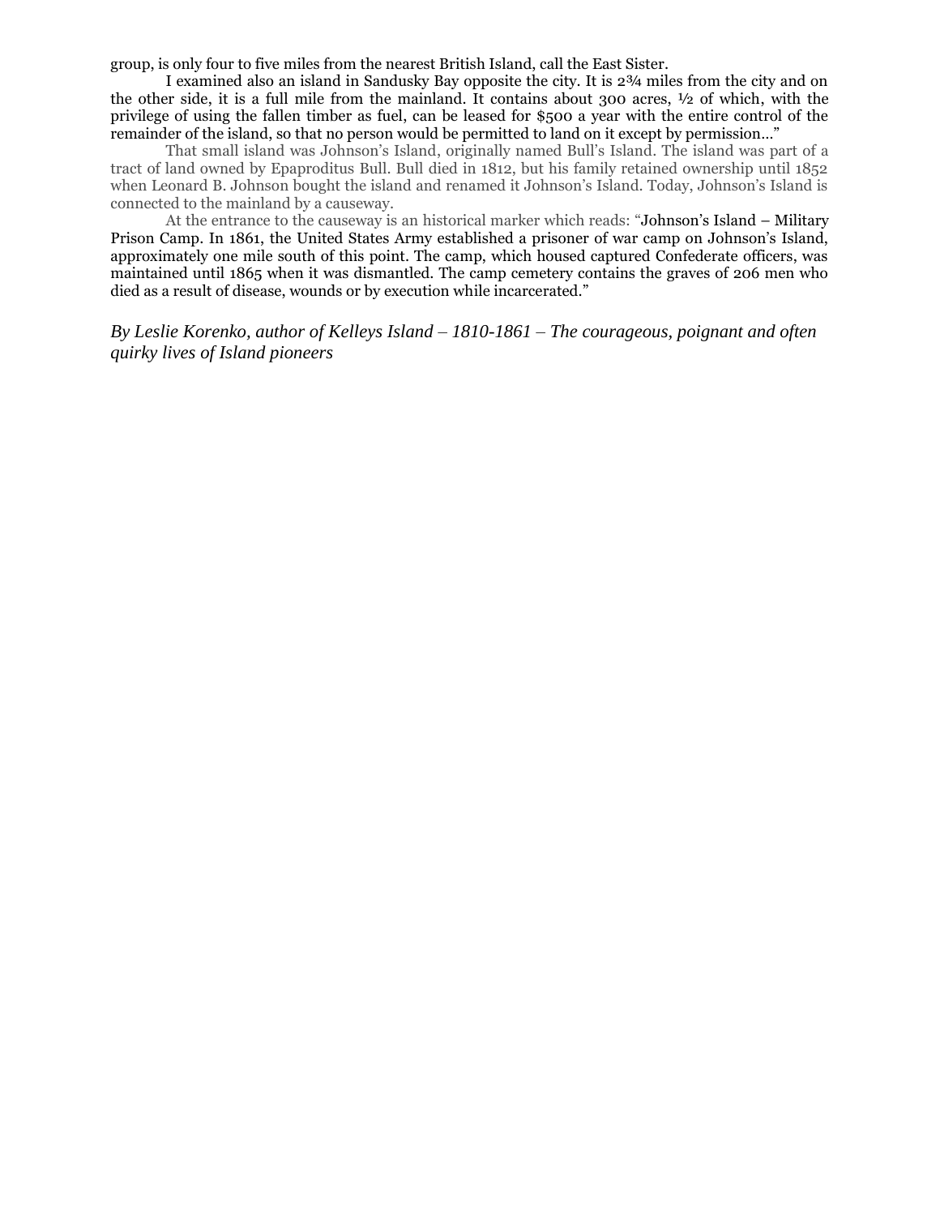group, is only four to five miles from the nearest British Island, call the East Sister.

I examined also an island in Sandusky Bay opposite the city. It is 2¾ miles from the city and on the other side, it is a full mile from the mainland. It contains about 300 acres, ½ of which, with the privilege of using the fallen timber as fuel, can be leased for $500 a year with the entire control of the remainder of the island, so that no person would be permitted to land on it except by permission…"

That small island was Johnson's Island, originally named Bull's Island. The island was part of a tract of land owned by Epaproditus Bull. Bull died in 1812, but his family retained ownership until 1852 when Leonard B. Johnson bought the island and renamed it Johnson's Island. Today, Johnson's Island is connected to the mainland by a causeway.

At the entrance to the causeway is an historical marker which reads: "Johnson's Island – Military Prison Camp. In 1861, the United States Army established a prisoner of war camp on Johnson's Island, approximately one mile south of this point. The camp, which housed captured Confederate officers, was maintained until 1865 when it was dismantled. The camp cemetery contains the graves of 206 men who died as a result of disease, wounds or by execution while incarcerated."

*By Leslie Korenko, author of Kelleys Island – 1810-1861 – The courageous, poignant and often quirky lives of Island pioneers*